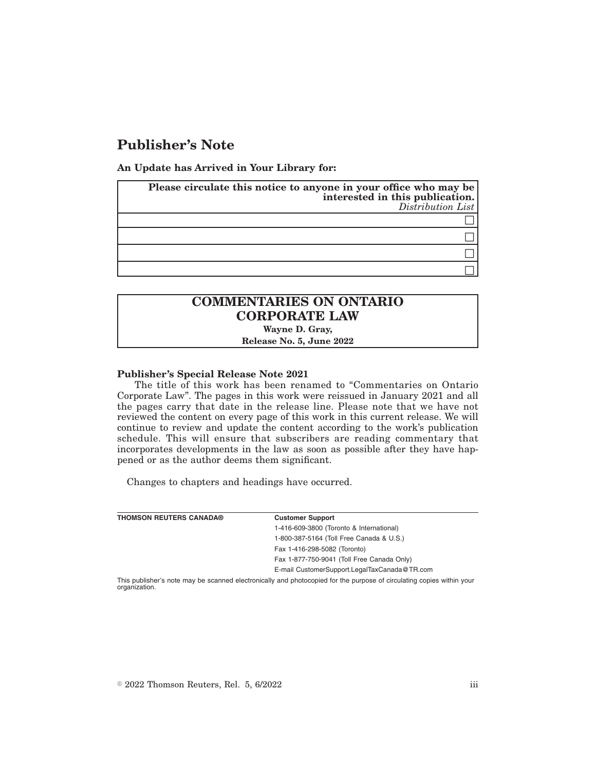# Publisher's Note

**An Update has Arrived in Your Library for:**

| **Please circulate this notice to anyone in your office who may be interested in this publication.** *Distribution List* |
|---|
| ☐ |
| ☐ |
| ☐ |
| ☐ |

## COMMENTARIES ON ONTARIO CORPORATE LAW

**Wayne D. Gray,**

**Release No. 5, June 2022**

**Publisher's Special Release Note 2021**

The title of this work has been renamed to "Commentaries on Ontario Corporate Law". The pages in this work were reissued in January 2021 and all the pages carry that date in the release line. Please note that we have not reviewed the content on every page of this work in this current release. We will continue to review and update the content according to the work's publication schedule. This will ensure that subscribers are reading commentary that incorporates developments in the law as soon as possible after they have happened or as the author deems them significant.

Changes to chapters and headings have occurred.

**THOMSON REUTERS CANADA®**

**Customer Support**

1-416-609-3800 (Toronto & International)

1-800-387-5164 (Toll Free Canada & U.S.)

Fax 1-416-298-5082 (Toronto)

Fax 1-877-750-9041 (Toll Free Canada Only)

E-mail CustomerSupport.LegalTaxCanada@TR.com

This publisher's note may be scanned electronically and photocopied for the purpose of circulating copies within your organization.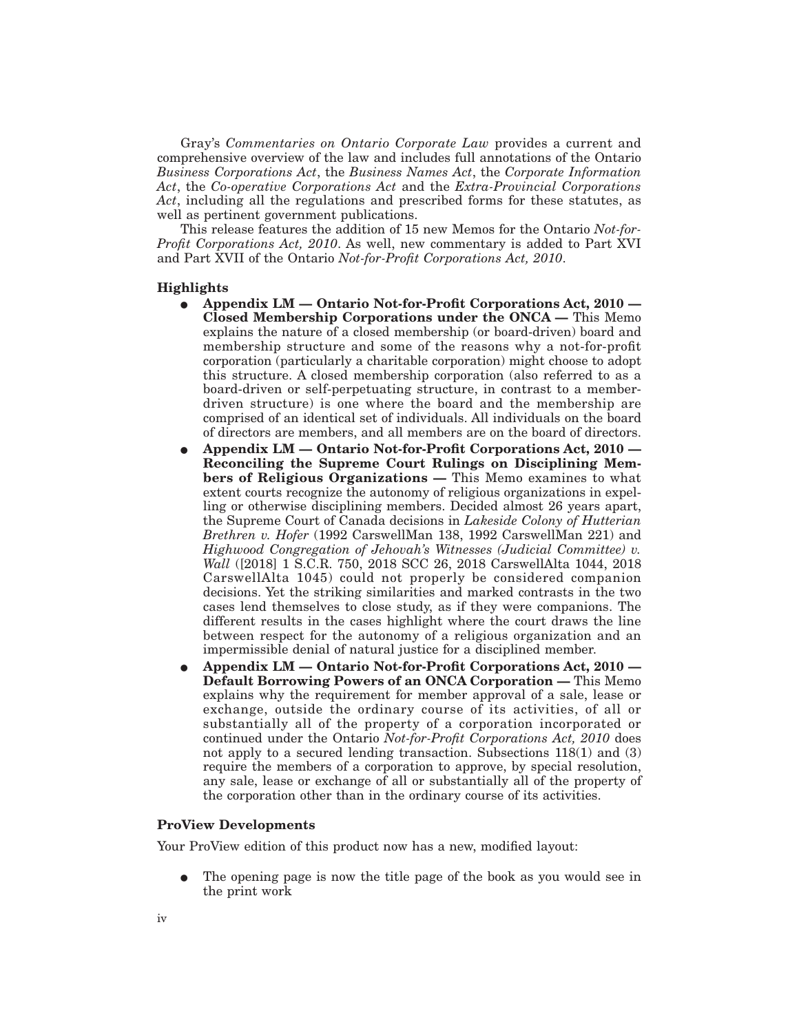Gray's *Commentaries on Ontario Corporate Law* provides a current and comprehensive overview of the law and includes full annotations of the Ontario *Business Corporations Act*, the *Business Names Act*, the *Corporate Information Act*, the *Co-operative Corporations Act* and the *Extra-Provincial Corporations Act*, including all the regulations and prescribed forms for these statutes, as well as pertinent government publications.

This release features the addition of 15 new Memos for the Ontario *Not-for-Profit Corporations Act, 2010*. As well, new commentary is added to Part XVI and Part XVII of the Ontario *Not-for-Profit Corporations Act, 2010*.

### Highlights

- **Appendix LM — Ontario Not-for-Profit Corporations Act, 2010 — Closed Membership Corporations under the ONCA —** This Memo explains the nature of a closed membership (or board-driven) board and membership structure and some of the reasons why a not-for-profit corporation (particularly a charitable corporation) might choose to adopt this structure. A closed membership corporation (also referred to as a board-driven or self-perpetuating structure, in contrast to a member-driven structure) is one where the board and the membership are comprised of an identical set of individuals. All individuals on the board of directors are members, and all members are on the board of directors.
- **Appendix LM — Ontario Not-for-Profit Corporations Act, 2010 — Reconciling the Supreme Court Rulings on Disciplining Members of Religious Organizations —** This Memo examines to what extent courts recognize the autonomy of religious organizations in expelling or otherwise disciplining members. Decided almost 26 years apart, the Supreme Court of Canada decisions in *Lakeside Colony of Hutterian Brethren v. Hofer* (1992 CarswellMan 138, 1992 CarswellMan 221) and *Highwood Congregation of Jehovah's Witnesses (Judicial Committee) v. Wall* ([2018] 1 S.C.R. 750, 2018 SCC 26, 2018 CarswellAlta 1044, 2018 CarswellAlta 1045) could not properly be considered companion decisions. Yet the striking similarities and marked contrasts in the two cases lend themselves to close study, as if they were companions. The different results in the cases highlight where the court draws the line between respect for the autonomy of a religious organization and an impermissible denial of natural justice for a disciplined member.
- **Appendix LM — Ontario Not-for-Profit Corporations Act, 2010 — Default Borrowing Powers of an ONCA Corporation —** This Memo explains why the requirement for member approval of a sale, lease or exchange, outside the ordinary course of its activities, of all or substantially all of the property of a corporation incorporated or continued under the Ontario *Not-for-Profit Corporations Act, 2010* does not apply to a secured lending transaction. Subsections 118(1) and (3) require the members of a corporation to approve, by special resolution, any sale, lease or exchange of all or substantially all of the property of the corporation other than in the ordinary course of its activities.

### ProView Developments

Your ProView edition of this product now has a new, modified layout:

- The opening page is now the title page of the book as you would see in the print work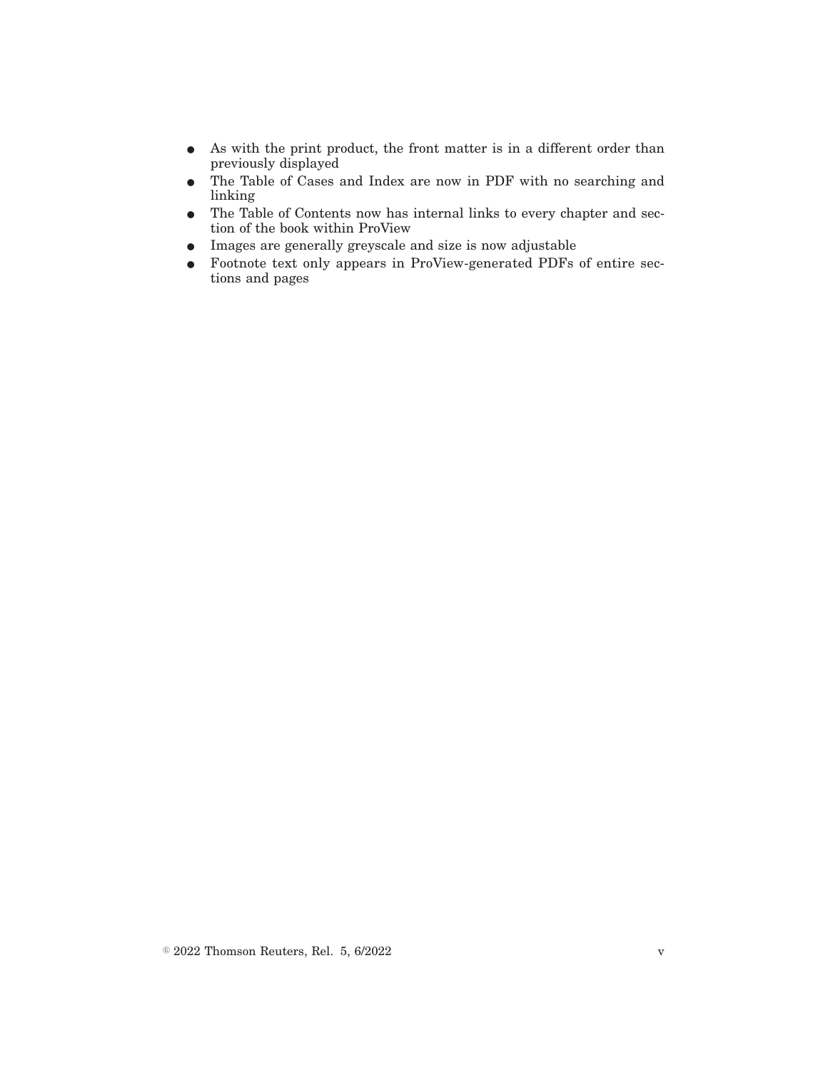- As with the print product, the front matter is in a different order than previously displayed
- The Table of Cases and Index are now in PDF with no searching and linking
- The Table of Contents now has internal links to every chapter and section of the book within ProView
- Images are generally greyscale and size is now adjustable
- Footnote text only appears in ProView-generated PDFs of entire sections and pages